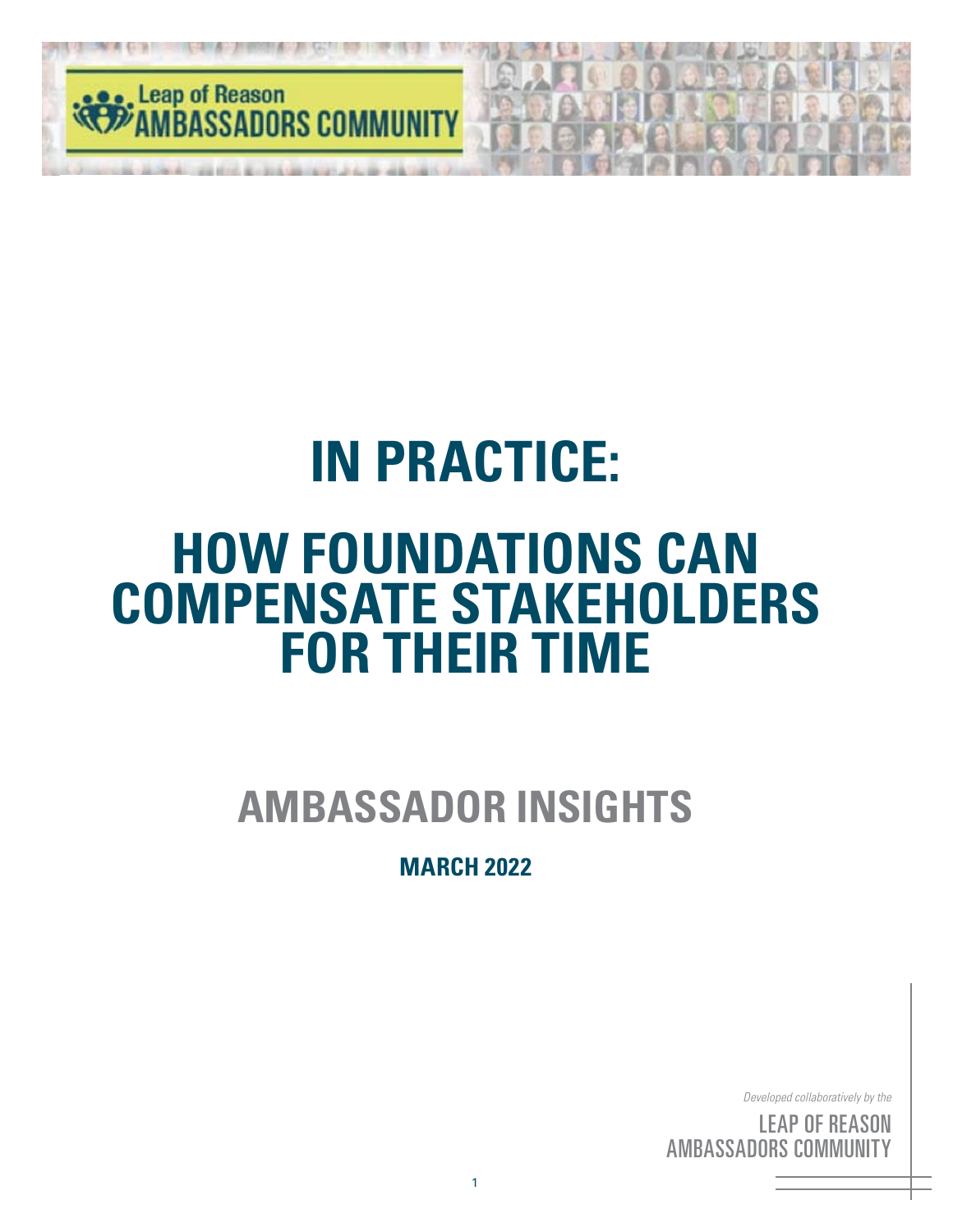Leap of Reason
AMBASSADORS COMMUNITY

# IN PRACTICE:

# HOW FOUNDATIONS CAN COMPENSATE STAKEHOLDERS FOR THEIR TIME

## AMBASSADOR INSIGHTS

**MARCH 2022**

*Developed collaboratively by the*

LEAP OF REASON
AMBASSADORS COMMUNITY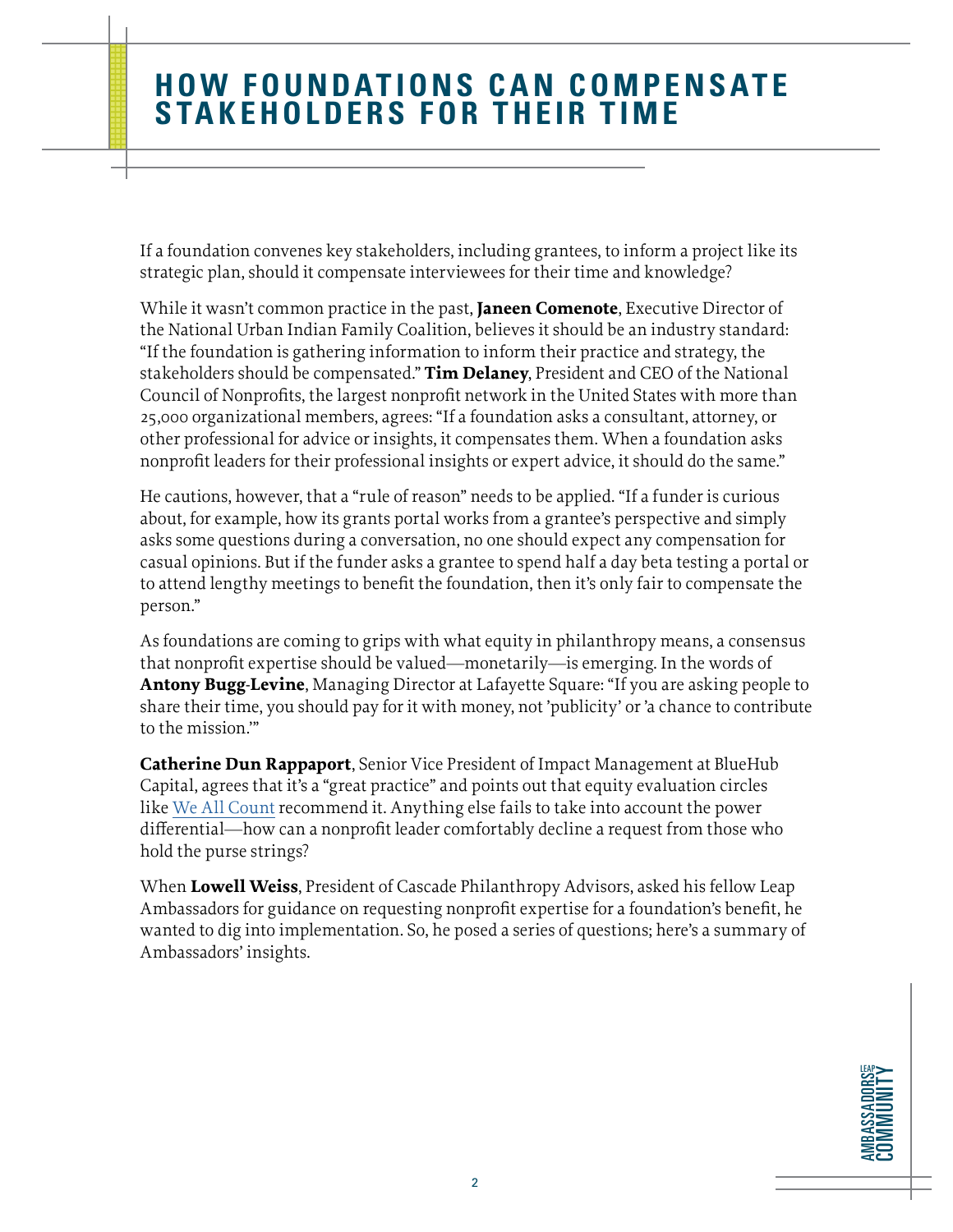# HOW FOUNDATIONS CAN COMPENSATE STAKEHOLDERS FOR THEIR TIME

If a foundation convenes key stakeholders, including grantees, to inform a project like its strategic plan, should it compensate interviewees for their time and knowledge?

While it wasn't common practice in the past, **Janeen Comenote**, Executive Director of the National Urban Indian Family Coalition, believes it should be an industry standard: "If the foundation is gathering information to inform their practice and strategy, the stakeholders should be compensated." **Tim Delaney**, President and CEO of the National Council of Nonprofits, the largest nonprofit network in the United States with more than 25,000 organizational members, agrees: "If a foundation asks a consultant, attorney, or other professional for advice or insights, it compensates them. When a foundation asks nonprofit leaders for their professional insights or expert advice, it should do the same."

He cautions, however, that a "rule of reason" needs to be applied. "If a funder is curious about, for example, how its grants portal works from a grantee's perspective and simply asks some questions during a conversation, no one should expect any compensation for casual opinions. But if the funder asks a grantee to spend half a day beta testing a portal or to attend lengthy meetings to benefit the foundation, then it's only fair to compensate the person."

As foundations are coming to grips with what equity in philanthropy means, a consensus that nonprofit expertise should be valued—monetarily—is emerging. In the words of **Antony Bugg-Levine**, Managing Director at Lafayette Square: "If you are asking people to share their time, you should pay for it with money, not 'publicity' or 'a chance to contribute to the mission.'"

**Catherine Dun Rappaport**, Senior Vice President of Impact Management at BlueHub Capital, agrees that it's a "great practice" and points out that equity evaluation circles like We All Count recommend it. Anything else fails to take into account the power differential—how can a nonprofit leader comfortably decline a request from those who hold the purse strings?

When **Lowell Weiss**, President of Cascade Philanthropy Advisors, asked his fellow Leap Ambassadors for guidance on requesting nonprofit expertise for a foundation's benefit, he wanted to dig into implementation. So, he posed a series of questions; here's a summary of Ambassadors' insights.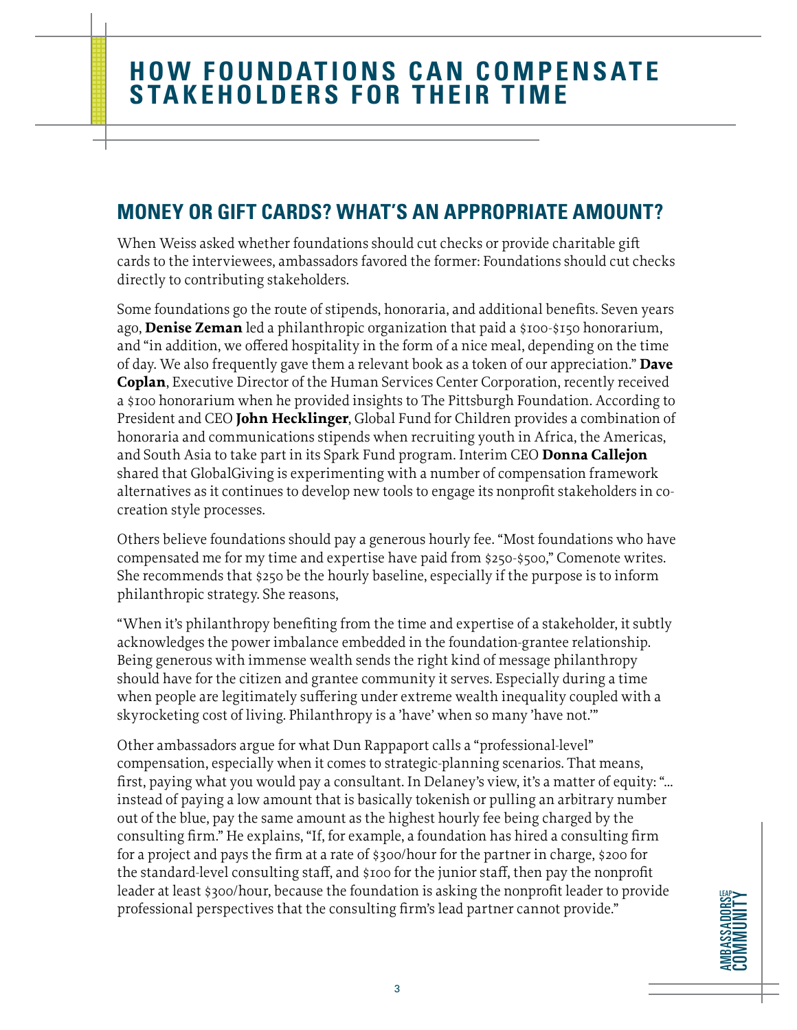# HOW FOUNDATIONS CAN COMPENSATE STAKEHOLDERS FOR THEIR TIME

## MONEY OR GIFT CARDS? WHAT'S AN APPROPRIATE AMOUNT?

When Weiss asked whether foundations should cut checks or provide charitable gift cards to the interviewees, ambassadors favored the former: Foundations should cut checks directly to contributing stakeholders.

Some foundations go the route of stipends, honoraria, and additional benefits. Seven years ago, **Denise Zeman** led a philanthropic organization that paid a $100-$150 honorarium, and "in addition, we offered hospitality in the form of a nice meal, depending on the time of day. We also frequently gave them a relevant book as a token of our appreciation." **Dave Coplan**, Executive Director of the Human Services Center Corporation, recently received a $100 honorarium when he provided insights to The Pittsburgh Foundation. According to President and CEO **John Hecklinger**, Global Fund for Children provides a combination of honoraria and communications stipends when recruiting youth in Africa, the Americas, and South Asia to take part in its Spark Fund program. Interim CEO **Donna Callejon** shared that GlobalGiving is experimenting with a number of compensation framework alternatives as it continues to develop new tools to engage its nonprofit stakeholders in co-creation style processes.

Others believe foundations should pay a generous hourly fee. "Most foundations who have compensated me for my time and expertise have paid from $250-$500," Comenote writes. She recommends that $250 be the hourly baseline, especially if the purpose is to inform philanthropic strategy. She reasons,

"When it's philanthropy benefiting from the time and expertise of a stakeholder, it subtly acknowledges the power imbalance embedded in the foundation-grantee relationship. Being generous with immense wealth sends the right kind of message philanthropy should have for the citizen and grantee community it serves. Especially during a time when people are legitimately suffering under extreme wealth inequality coupled with a skyrocketing cost of living. Philanthropy is a 'have' when so many 'have not.'"

Other ambassadors argue for what Dun Rappaport calls a "professional-level" compensation, especially when it comes to strategic-planning scenarios. That means, first, paying what you would pay a consultant. In Delaney's view, it's a matter of equity: "… instead of paying a low amount that is basically tokenish or pulling an arbitrary number out of the blue, pay the same amount as the highest hourly fee being charged by the consulting firm." He explains, "If, for example, a foundation has hired a consulting firm for a project and pays the firm at a rate of $300/hour for the partner in charge, $200 for the standard-level consulting staff, and $100 for the junior staff, then pay the nonprofit leader at least $300/hour, because the foundation is asking the nonprofit leader to provide professional perspectives that the consulting firm's lead partner cannot provide."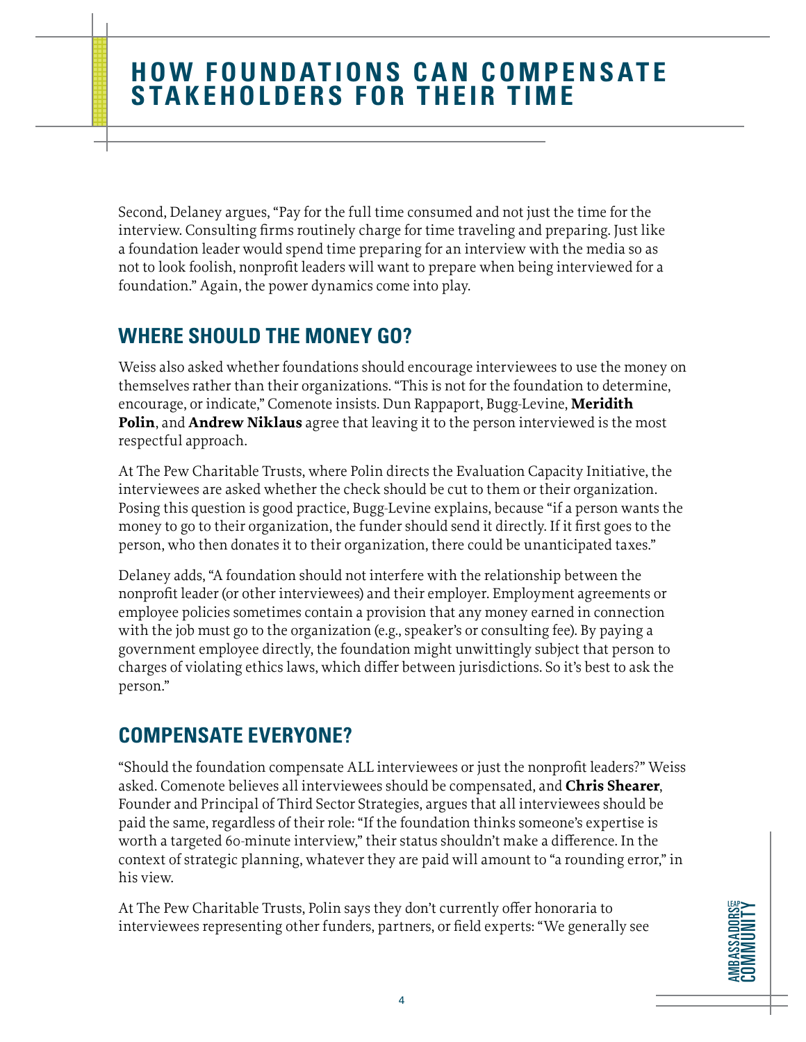Second, Delaney argues, “Pay for the full time consumed and not just the time for the interview. Consulting firms routinely charge for time traveling and preparing. Just like a foundation leader would spend time preparing for an interview with the media so as not to look foolish, nonprofit leaders will want to prepare when being interviewed for a foundation.” Again, the power dynamics come into play.

## WHERE SHOULD THE MONEY GO?

Weiss also asked whether foundations should encourage interviewees to use the money on themselves rather than their organizations. “This is not for the foundation to determine, encourage, or indicate,” Comenote insists. Dun Rappaport, Bugg-Levine, **Meridith Polin**, and **Andrew Niklaus** agree that leaving it to the person interviewed is the most respectful approach.

At The Pew Charitable Trusts, where Polin directs the Evaluation Capacity Initiative, the interviewees are asked whether the check should be cut to them or their organization. Posing this question is good practice, Bugg-Levine explains, because “if a person wants the money to go to their organization, the funder should send it directly. If it first goes to the person, who then donates it to their organization, there could be unanticipated taxes.”

Delaney adds, “A foundation should not interfere with the relationship between the nonprofit leader (or other interviewees) and their employer. Employment agreements or employee policies sometimes contain a provision that any money earned in connection with the job must go to the organization (e.g., speaker’s or consulting fee). By paying a government employee directly, the foundation might unwittingly subject that person to charges of violating ethics laws, which differ between jurisdictions. So it’s best to ask the person.”

## COMPENSATE EVERYONE?

“Should the foundation compensate ALL interviewees or just the nonprofit leaders?” Weiss asked. Comenote believes all interviewees should be compensated, and **Chris Shearer**, Founder and Principal of Third Sector Strategies, argues that all interviewees should be paid the same, regardless of their role: “If the foundation thinks someone’s expertise is worth a targeted 60-minute interview,” their status shouldn’t make a difference. In the context of strategic planning, whatever they are paid will amount to “a rounding error,” in his view.

At The Pew Charitable Trusts, Polin says they don’t currently offer honoraria to interviewees representing other funders, partners, or field experts: “We generally see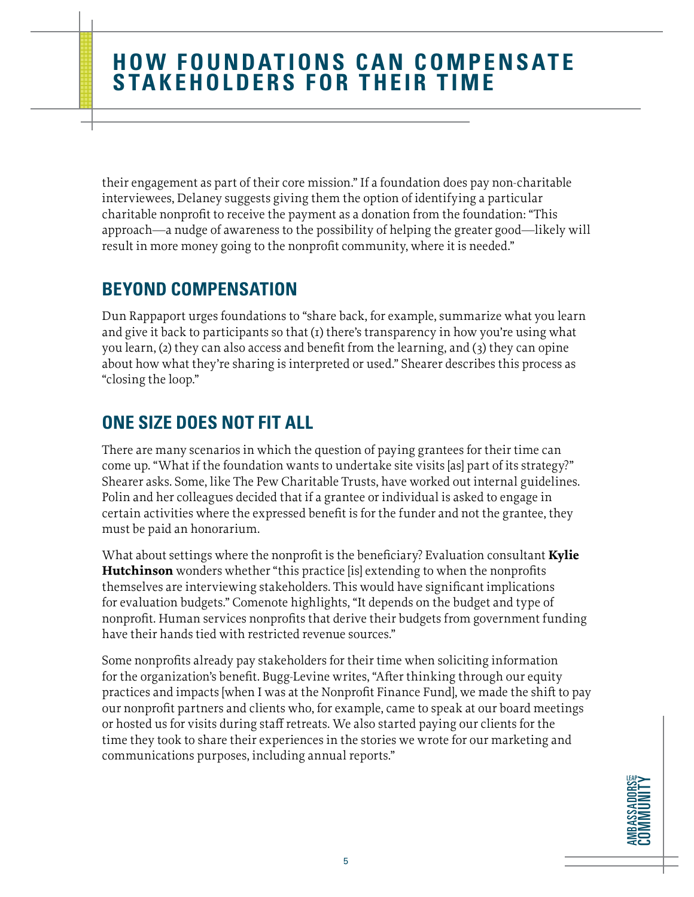their engagement as part of their core mission." If a foundation does pay non-charitable interviewees, Delaney suggests giving them the option of identifying a particular charitable nonprofit to receive the payment as a donation from the foundation: "This approach—a nudge of awareness to the possibility of helping the greater good—likely will result in more money going to the nonprofit community, where it is needed."

## BEYOND COMPENSATION

Dun Rappaport urges foundations to "share back, for example, summarize what you learn and give it back to participants so that (1) there's transparency in how you're using what you learn, (2) they can also access and benefit from the learning, and (3) they can opine about how what they're sharing is interpreted or used." Shearer describes this process as "closing the loop."

## ONE SIZE DOES NOT FIT ALL

There are many scenarios in which the question of paying grantees for their time can come up. "What if the foundation wants to undertake site visits [as] part of its strategy?" Shearer asks. Some, like The Pew Charitable Trusts, have worked out internal guidelines. Polin and her colleagues decided that if a grantee or individual is asked to engage in certain activities where the expressed benefit is for the funder and not the grantee, they must be paid an honorarium.

What about settings where the nonprofit is the beneficiary? Evaluation consultant **Kylie Hutchinson** wonders whether "this practice [is] extending to when the nonprofits themselves are interviewing stakeholders. This would have significant implications for evaluation budgets." Comenote highlights, "It depends on the budget and type of nonprofit. Human services nonprofits that derive their budgets from government funding have their hands tied with restricted revenue sources."

Some nonprofits already pay stakeholders for their time when soliciting information for the organization's benefit. Bugg-Levine writes, "After thinking through our equity practices and impacts [when I was at the Nonprofit Finance Fund], we made the shift to pay our nonprofit partners and clients who, for example, came to speak at our board meetings or hosted us for visits during staff retreats. We also started paying our clients for the time they took to share their experiences in the stories we wrote for our marketing and communications purposes, including annual reports."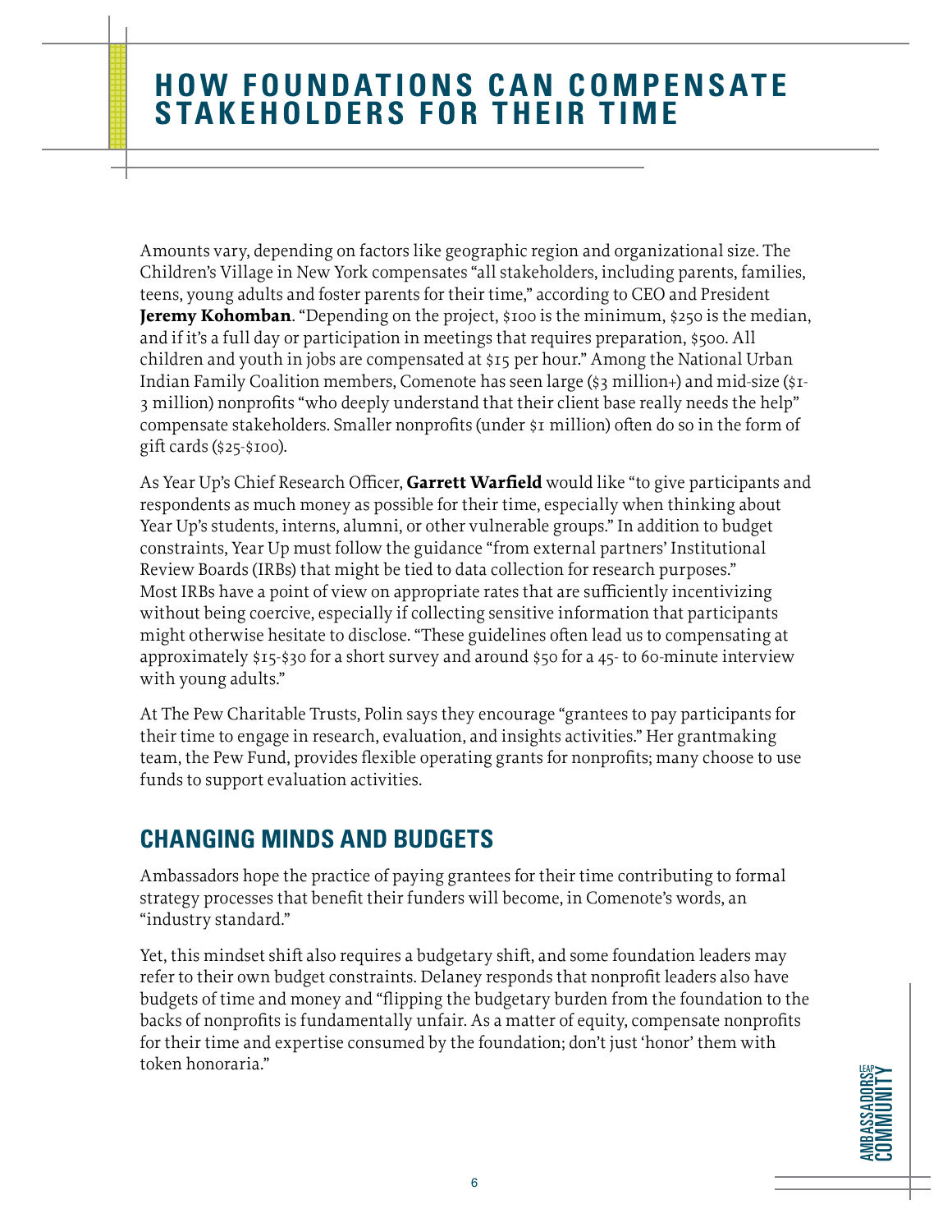# HOW FOUNDATIONS CAN COMPENSATE STAKEHOLDERS FOR THEIR TIME

Amounts vary, depending on factors like geographic region and organizational size. The Children's Village in New York compensates "all stakeholders, including parents, families, teens, young adults and foster parents for their time," according to CEO and President **Jeremy Kohomban**. "Depending on the project, $100 is the minimum, $250 is the median, and if it's a full day or participation in meetings that requires preparation, $500. All children and youth in jobs are compensated at $15 per hour." Among the National Urban Indian Family Coalition members, Comenote has seen large ($3 million+) and mid-size ($1-3 million) nonprofits "who deeply understand that their client base really needs the help" compensate stakeholders. Smaller nonprofits (under $1 million) often do so in the form of gift cards ($25-$100).

As Year Up's Chief Research Officer, **Garrett Warfield** would like "to give participants and respondents as much money as possible for their time, especially when thinking about Year Up's students, interns, alumni, or other vulnerable groups." In addition to budget constraints, Year Up must follow the guidance "from external partners' Institutional Review Boards (IRBs) that might be tied to data collection for research purposes." Most IRBs have a point of view on appropriate rates that are sufficiently incentivizing without being coercive, especially if collecting sensitive information that participants might otherwise hesitate to disclose. "These guidelines often lead us to compensating at approximately $15-$30 for a short survey and around $50 for a 45- to 60-minute interview with young adults."

At The Pew Charitable Trusts, Polin says they encourage "grantees to pay participants for their time to engage in research, evaluation, and insights activities." Her grantmaking team, the Pew Fund, provides flexible operating grants for nonprofits; many choose to use funds to support evaluation activities.

## CHANGING MINDS AND BUDGETS

Ambassadors hope the practice of paying grantees for their time contributing to formal strategy processes that benefit their funders will become, in Comenote's words, an "industry standard."

Yet, this mindset shift also requires a budgetary shift, and some foundation leaders may refer to their own budget constraints. Delaney responds that nonprofit leaders also have budgets of time and money and "flipping the budgetary burden from the foundation to the backs of nonprofits is fundamentally unfair. As a matter of equity, compensate nonprofits for their time and expertise consumed by the foundation; don't just 'honor' them with token honoraria."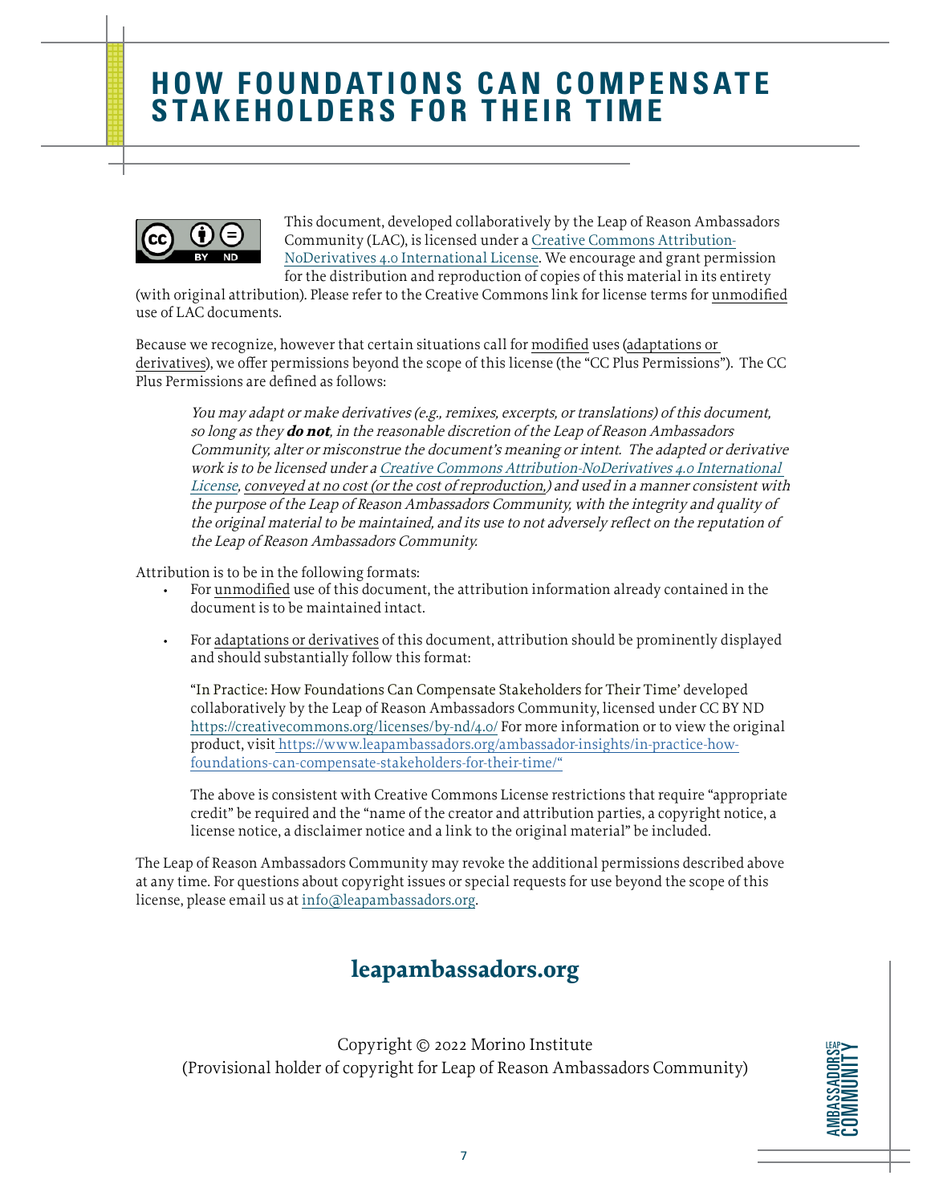# HOW FOUNDATIONS CAN COMPENSATE STAKEHOLDERS FOR THEIR TIME

This document, developed collaboratively by the Leap of Reason Ambassadors Community (LAC), is licensed under a Creative Commons Attribution-NoDerivatives 4.0 International License. We encourage and grant permission for the distribution and reproduction of copies of this material in its entirety (with original attribution). Please refer to the Creative Commons link for license terms for unmodified use of LAC documents.

Because we recognize, however that certain situations call for modified uses (adaptations or derivatives), we offer permissions beyond the scope of this license (the "CC Plus Permissions"). The CC Plus Permissions are defined as follows:

> *You may adapt or make derivatives (e.g., remixes, excerpts, or translations) of this document, so long as they **do not**, in the reasonable discretion of the Leap of Reason Ambassadors Community, alter or misconstrue the document's meaning or intent. The adapted or derivative work is to be licensed under a Creative Commons Attribution-NoDerivatives 4.0 International License, conveyed at no cost (or the cost of reproduction,) and used in a manner consistent with the purpose of the Leap of Reason Ambassadors Community, with the integrity and quality of the original material to be maintained, and its use to not adversely reflect on the reputation of the Leap of Reason Ambassadors Community.*

Attribution is to be in the following formats:

- For unmodified use of this document, the attribution information already contained in the document is to be maintained intact.
- For adaptations or derivatives of this document, attribution should be prominently displayed and should substantially follow this format:

  "In Practice: How Foundations Can Compensate Stakeholders for Their Time' developed collaboratively by the Leap of Reason Ambassadors Community, licensed under CC BY ND https://creativecommons.org/licenses/by-nd/4.0/ For more information or to view the original product, visit https://www.leapambassadors.org/ambassador-insights/in-practice-how-foundations-can-compensate-stakeholders-for-their-time/"

  The above is consistent with Creative Commons License restrictions that require "appropriate credit" be required and the "name of the creator and attribution parties, a copyright notice, a license notice, a disclaimer notice and a link to the original material" be included.

The Leap of Reason Ambassadors Community may revoke the additional permissions described above at any time. For questions about copyright issues or special requests for use beyond the scope of this license, please email us at info@leapambassadors.org.

**leapambassadors.org**

Copyright © 2022 Morino Institute
(Provisional holder of copyright for Leap of Reason Ambassadors Community)

LEAP AMBASSADORS COMMUNITY